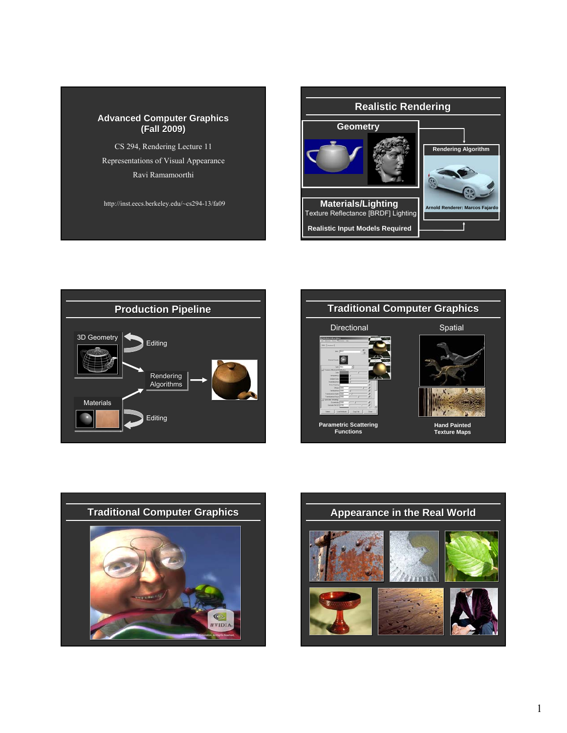## Advanced Computer Graphics (Fall 2009)

CS 294, Rendering Lecture 11

Representations of Visual Appearance

Ravi Ramamoorthi

http://inst.eecs.berkeley.edu/~cs294-13/fa09

## Realistic Rendering

**Geometry**

**Rendering Algorithm**

**Arnold Renderer: Marcos Fajardo**

**Materials/Lighting**

Texture Reflectance [BRDF] Lighting

**Realistic Input Models Required**

## Production Pipeline

3D Geometry

Editing

Rendering Algorithms

Materials

Editing

## Traditional Computer Graphics

Directional

Spatial

**Parametric Scattering Functions**

**Hand Painted Texture Maps**

## Traditional Computer Graphics

## Appearance in the Real World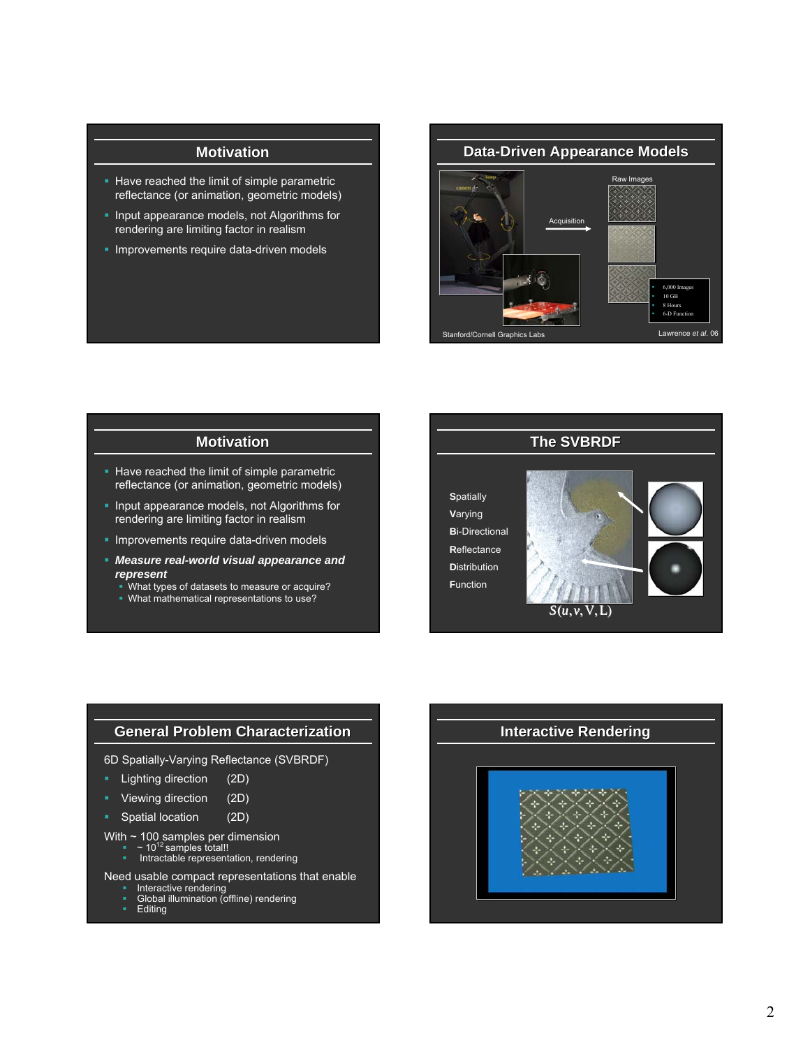## Motivation

- Have reached the limit of simple parametric reflectance (or animation, geometric models)
- Input appearance models, not Algorithms for rendering are limiting factor in realism
- Improvements require data-driven models

## Data-Driven Appearance Models

camera lamp

Acquisition

Raw Images

- 6,000 Images
- 10 GB
- 8 Hours
- 6-D Function

Stanford/Cornell Graphics Labs

Lawrence *et al.* 06

## Motivation

- Have reached the limit of simple parametric reflectance (or animation, geometric models)
- Input appearance models, not Algorithms for rendering are limiting factor in realism
- Improvements require data-driven models
- ***Measure real-world visual appearance and represent***
  - What types of datasets to measure or acquire?
  - What mathematical representations to use?

## The SVBRDF

**S**patially
**V**arying
**Bi**-Directional
**R**eflectance
**D**istribution
**F**unction

$S(u, v, \mathrm{V}, \mathrm{L})$

## General Problem Characterization

6D Spatially-Varying Reflectance (SVBRDF)

- Lighting direction (2D)
- Viewing direction (2D)
- Spatial location (2D)

With ~ 100 samples per dimension

- ~ $10^{12}$ samples total!!
- Intractable representation, rendering

Need usable compact representations that enable

- Interactive rendering
- Global illumination (offline) rendering
- Editing

## Interactive Rendering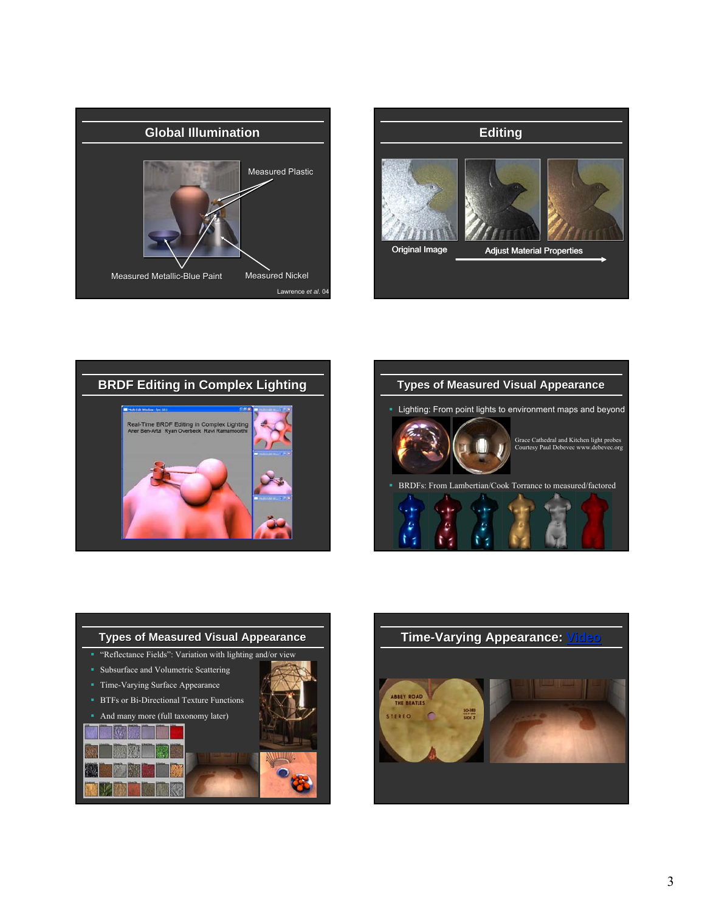## Global Illumination

Measured Plastic

Measured Metallic-Blue Paint

Measured Nickel

Lawrence *et al.* 04

## Editing

Original Image

Adjust Material Properties

## BRDF Editing in Complex Lighting

Real-Time BRDF Editing in Complex Lighting
Aner Ben-Artzi Ryan Overbeck Ravi Ramamoorthi

## Types of Measured Visual Appearance

- Lighting: From point lights to environment maps and beyond

Grace Cathedral and Kitchen light probes
Courtesy Paul Debevec www.debevec.org

- BRDFs: From Lambertian/Cook Torrance to measured/factored

## Types of Measured Visual Appearance

- "Reflectance Fields": Variation with lighting and/or view
- Subsurface and Volumetric Scattering
- Time-Varying Surface Appearance
- BTFs or Bi-Directional Texture Functions
- And many more (full taxonomy later)

## Time-Varying Appearance: Video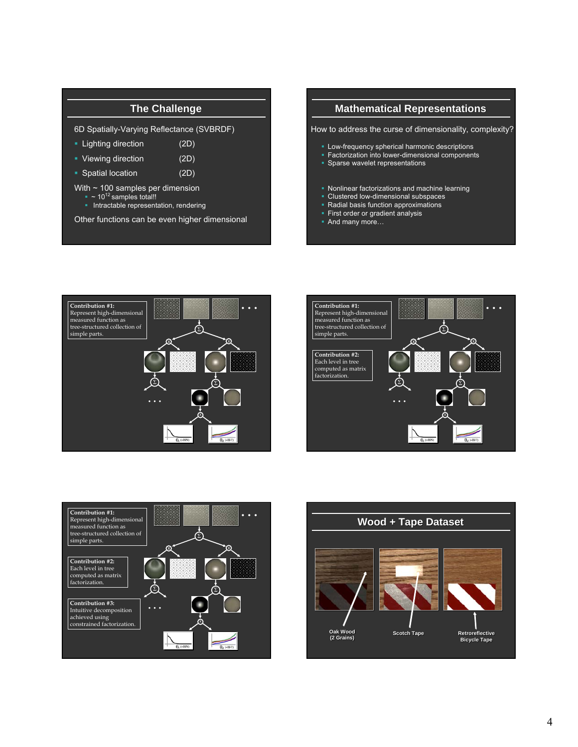## The Challenge

6D Spatially-Varying Reflectance (SVBRDF)

- Lighting direction (2D)
- Viewing direction (2D)
- Spatial location (2D)

With ~ 100 samples per dimension

- ~ $10^{12}$ samples total!!
- Intractable representation, rendering

Other functions can be even higher dimensional

## Mathematical Representations

How to address the curse of dimensionality, complexity?

- Low-frequency spherical harmonic descriptions
- Factorization into lower-dimensional components
- Sparse wavelet representations

- Nonlinear factorizations and machine learning
- Clustered low-dimensional subspaces
- Radial basis function approximations
- First order or gradient analysis
- And many more…

**Contribution #1:** Represent high-dimensional measured function as tree-structured collection of simple parts.

**Contribution #1:** Represent high-dimensional measured function as tree-structured collection of simple parts.

**Contribution #2:** Each level in tree computed as matrix factorization.

**Contribution #1:** Represent high-dimensional measured function as tree-structured collection of simple parts.

**Contribution #2:** Each level in tree computed as matrix factorization.

**Contribution #3:** Intuitive decomposition achieved using constrained factorization.

## Wood + Tape Dataset

Oak Wood (2 Grains)

Scotch Tape

Retroreflective Bicycle Tape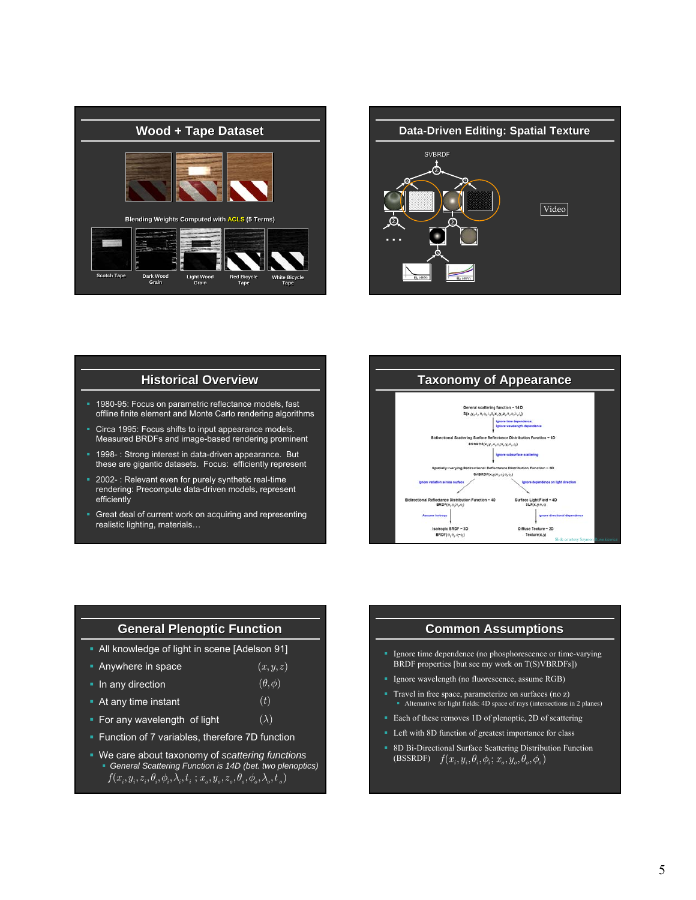## Wood + Tape Dataset

Blending Weights Computed with ACLS (5 Terms)

Scotch Tape | Dark Wood Grain | Light Wood Grain | Red Bicycle Tape | White Bicycle Tape

## Data-Driven Editing: Spatial Texture

SVBRDF

Video

## Historical Overview

- 1980-95: Focus on parametric reflectance models, fast offline finite element and Monte Carlo rendering algorithms
- Circa 1995: Focus shifts to input appearance models. Measured BRDFs and image-based rendering prominent
- 1998- : Strong interest in data-driven appearance. But these are gigantic datasets. Focus: efficiently represent
- 2002- : Relevant even for purely synthetic real-time rendering: Precompute data-driven models, represent efficiently
- Great deal of current work on acquiring and representing realistic lighting, materials…

## Taxonomy of Appearance

General scattering function – 14D
S(x,y,z,θ,φ,λ,t,x,y,z,θ,φ,λ,t)

Ignore time dependence; Ignore wavelength dependence

Bidirectional Scattering Surface Reflectance Distribution Function – 8D
BSSRDF(x,y,θ,φ,x,y,θ,φ)

Ignore subsurface scattering

Spatially-varying Bidirectional Reflectance Distribution Function – 6D
SVBRDF(x,y,θ,φ,θ,φ)

Ignore variation across surface | Ignore dependence on light direction

Bidirectional Reflectance Distribution Function – 4D BRDF(θ,φ,θ,φ) | Surface Light Field – 4D SLF(x,y,θ,φ)

Assume isotropy | Ignore directional dependence

Isotropic BRDF – 3D BRDF(θ,θ,φ-φ) | Diffuse Texture – 2D Texture(x,y)

Slide courtesy Szymon Rusinkiewicz

## General Plenoptic Function

- All knowledge of light in scene [Adelson 91]
- Anywhere in space $(x, y, z)$
- In any direction $(\theta, \phi)$
- At any time instant $(t)$
- For any wavelength of light $(\lambda)$
- Function of 7 variables, therefore 7D function
- We care about taxonomy of *scattering functions*
  - *General Scattering Function is 14D (bet. two plenoptics)*

$$f(x_i, y_i, z_i, \theta_i, \phi_i, \lambda_i, t_i\ ; x_o, y_o, z_o, \theta_o, \phi_o, \lambda_o, t_o)$$

## Common Assumptions

- Ignore time dependence (no phosphorescence or time-varying BRDF properties [but see my work on T(S)VBRDFs])
- Ignore wavelength (no fluorescence, assume RGB)
- Travel in free space, parameterize on surfaces (no z)
  - Alternative for light fields: 4D space of rays (intersections in 2 planes)
- Each of these removes 1D of plenoptic, 2D of scattering
- Left with 8D function of greatest importance for class
- 8D Bi-Directional Surface Scattering Distribution Function (BSSRDF) $f(x_i, y_i, \theta_i, \phi_i; x_o, y_o, \theta_o, \phi_o)$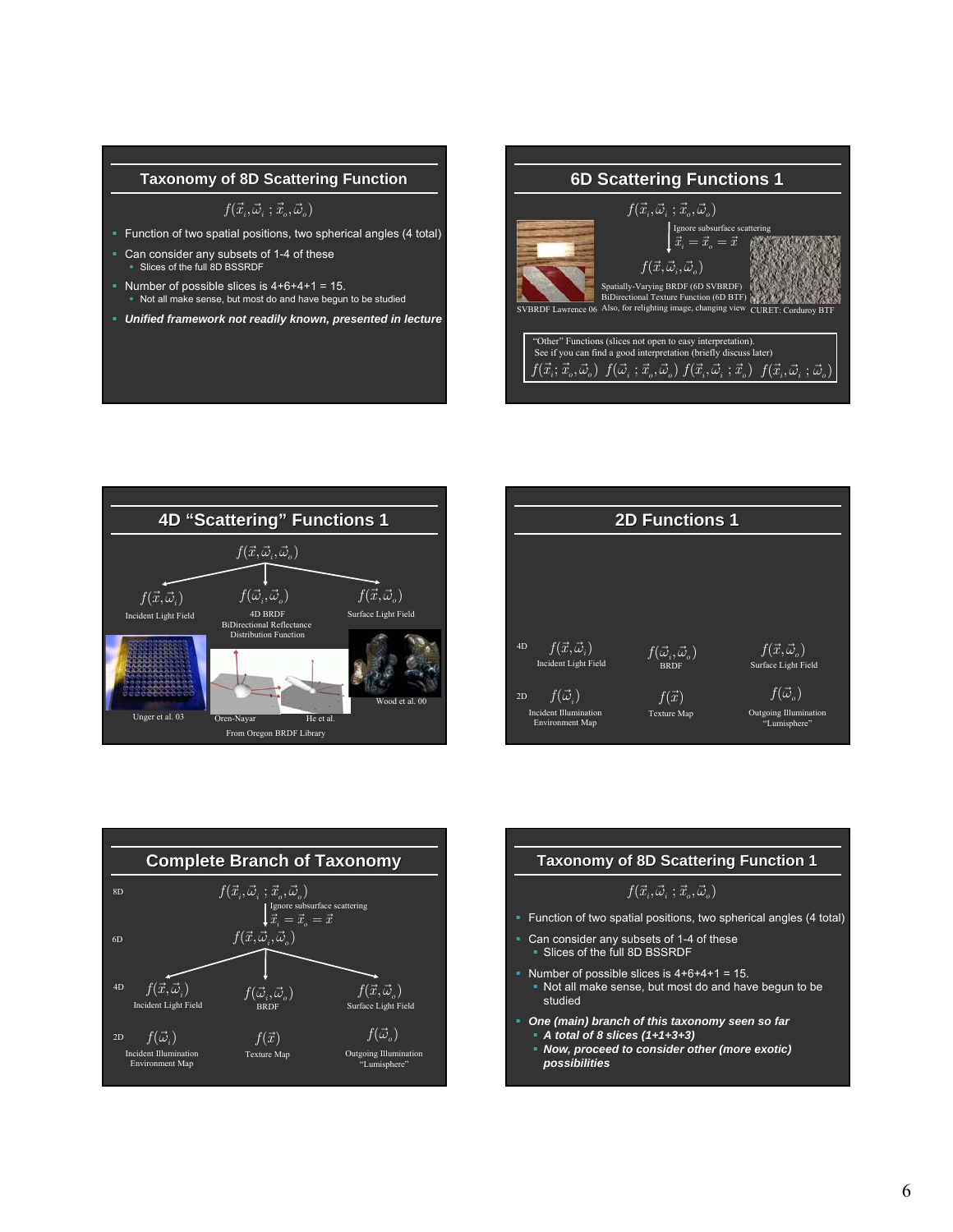## Taxonomy of 8D Scattering Function

$$f(\vec{x}_i, \vec{\omega}_i \,;\, \vec{x}_o, \vec{\omega}_o)$$

- Function of two spatial positions, two spherical angles (4 total)
- Can consider any subsets of 1-4 of these
  - Slices of the full 8D BSSRDF
- Number of possible slices is 4+6+4+1 = 15.
  - Not all make sense, but most do and have begun to be studied
- ***Unified framework not readily known, presented in lecture***

## 6D Scattering Functions 1

$$f(\vec{x}_i, \vec{\omega}_i \,;\, \vec{x}_o, \vec{\omega}_o)$$

Ignore subsurface scattering

$\vec{x}_i = \vec{x}_o = \vec{x}$

$$f(\vec{x}, \vec{\omega}_i, \vec{\omega}_o)$$

Spatially-Varying BRDF (6D SVBRDF)
BiDirectional Texture Function (6D BTF)
Also, for relighting image, changing view

SVBRDF Lawrence 06

CURET: Corduroy BTF

"Other" Functions (slices not open to easy interpretation).
See if you can find a good interpretation (briefly discuss later)

$f(\vec{x}_i; \vec{x}_o, \vec{\omega}_o)$ $f(\vec{\omega}_i \,;\, \vec{x}_o, \vec{\omega}_o)$ $f(\vec{x}_i, \vec{\omega}_i \,;\, \vec{x}_o)$ $f(\vec{x}_i, \vec{\omega}_i \,;\, \vec{\omega}_o)$

## 4D "Scattering" Functions 1

$$f(\vec{x}, \vec{\omega}_i, \vec{\omega}_o)$$

- $f(\vec{x}, \vec{\omega}_i)$ — Incident Light Field
- $f(\vec{\omega}_i, \vec{\omega}_o)$ — 4D BRDF, BiDirectional Reflectance Distribution Function
- $f(\vec{x}, \vec{\omega}_o)$ — Surface Light Field

Unger et al. 03

Oren-Nayar — He et al. — From Oregon BRDF Library

Wood et al. 00

## 2D Functions 1

| | | | |
|---|---|---|---|
| 4D | $f(\vec{x}, \vec{\omega}_i)$ Incident Light Field | $f(\vec{\omega}_i, \vec{\omega}_o)$ BRDF | $f(\vec{x}, \vec{\omega}_o)$ Surface Light Field |
| 2D | $f(\vec{\omega}_i)$ Incident Illumination Environment Map | $f(\vec{x})$ Texture Map | $f(\vec{\omega}_o)$ Outgoing Illumination "Lumisphere" |

## Complete Branch of Taxonomy

8D: $f(\vec{x}_i, \vec{\omega}_i \,;\, \vec{x}_o, \vec{\omega}_o)$

Ignore subsurface scattering: $\vec{x}_i = \vec{x}_o = \vec{x}$

6D: $f(\vec{x}, \vec{\omega}_i, \vec{\omega}_o)$

| | | | |
|---|---|---|---|
| 4D | $f(\vec{x}, \vec{\omega}_i)$ Incident Light Field | $f(\vec{\omega}_i, \vec{\omega}_o)$ BRDF | $f(\vec{x}, \vec{\omega}_o)$ Surface Light Field |
| 2D | $f(\vec{\omega}_i)$ Incident Illumination Environment Map | $f(\vec{x})$ Texture Map | $f(\vec{\omega}_o)$ Outgoing Illumination "Lumisphere" |

## Taxonomy of 8D Scattering Function 1

$$f(\vec{x}_i, \vec{\omega}_i \,;\, \vec{x}_o, \vec{\omega}_o)$$

- Function of two spatial positions, two spherical angles (4 total)
- Can consider any subsets of 1-4 of these
  - Slices of the full 8D BSSRDF
- Number of possible slices is 4+6+4+1 = 15.
  - Not all make sense, but most do and have begun to be studied
- ***One (main) branch of this taxonomy seen so far***
  - ***A total of 8 slices (1+1+3+3)***
  - ***Now, proceed to consider other (more exotic) possibilities***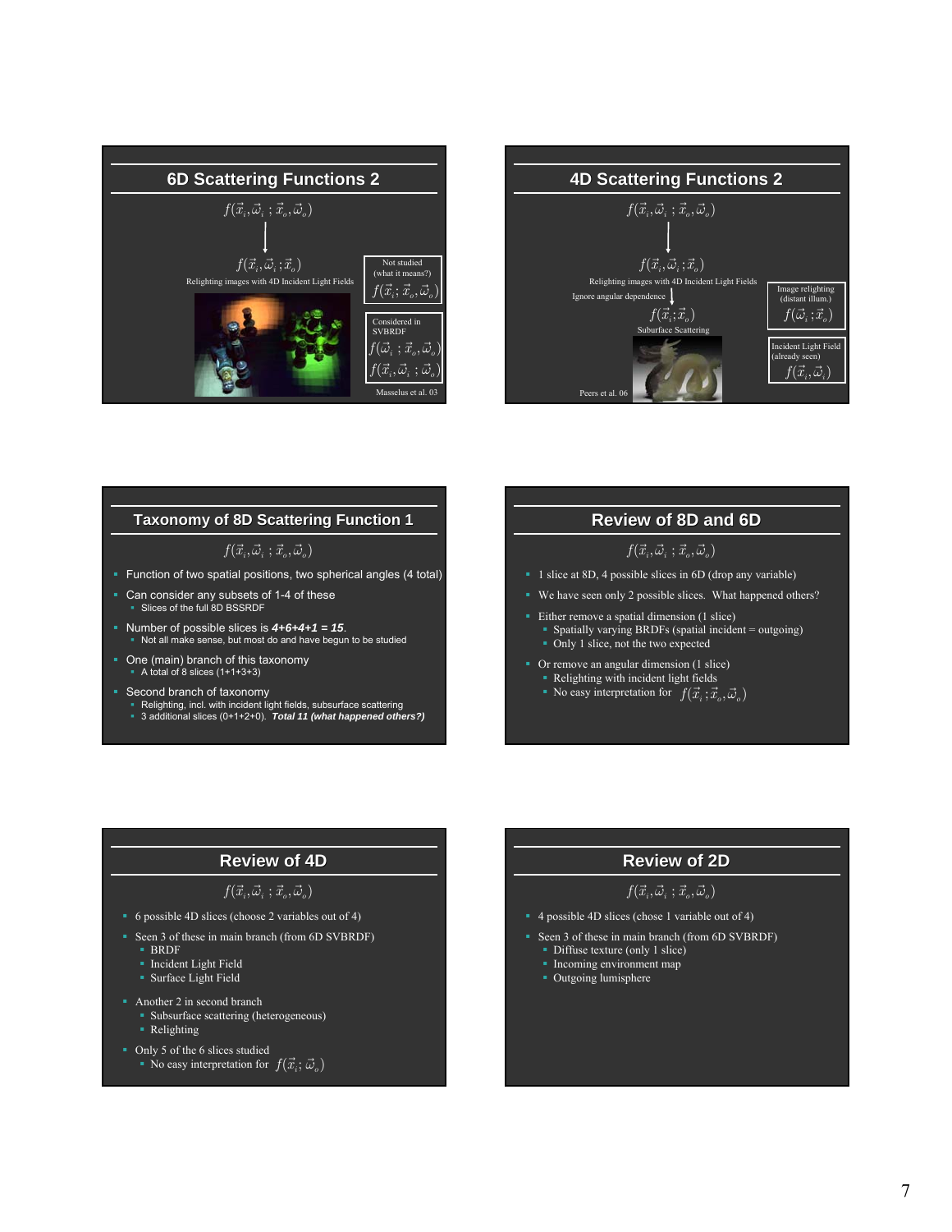## 6D Scattering Functions 2

$$f(\vec{x}_i, \vec{\omega}_i\,;\,\vec{x}_o, \vec{\omega}_o)$$

$$\downarrow$$

$$f(\vec{x}_i, \vec{\omega}_i\,;\vec{x}_o)$$

Relighting images with 4D Incident Light Fields

Not studied (what it means?)

$$f(\vec{x}_i;\,\vec{x}_o, \vec{\omega}_o)$$

Considered in SVBRDF

$$f(\vec{\omega}_i\,;\,\vec{x}_o, \vec{\omega}_o)$$

$$f(\vec{x}_i, \vec{\omega}_i\,;\,\vec{\omega}_o)$$

Masselus et al. 03

## 4D Scattering Functions 2

$$f(\vec{x}_i, \vec{\omega}_i\,;\,\vec{x}_o, \vec{\omega}_o)$$

$$\downarrow$$

$$f(\vec{x}_i, \vec{\omega}_i\,;\vec{x}_o)$$

Relighting images with 4D Incident Light Fields

Ignore angular dependence

$$f(\vec{x}_i;\vec{x}_o)$$

Subsurface Scattering

Image relighting (distant illum.)

$$f(\vec{\omega}_i\,;\vec{x}_o)$$

Incident Light Field (already seen)

$$f(\vec{x}_i, \vec{\omega}_i)$$

Peers et al. 06

## Taxonomy of 8D Scattering Function 1

$$f(\vec{x}_i, \vec{\omega}_i\,;\,\vec{x}_o, \vec{\omega}_o)$$

- Function of two spatial positions, two spherical angles (4 total)
- Can consider any subsets of 1-4 of these
  - Slices of the full 8D BSSRDF
- Number of possible slices is ***4+6+4+1 = 15***.
  - Not all make sense, but most do and have begun to be studied
- One (main) branch of this taxonomy
  - A total of 8 slices (1+1+3+3)
- Second branch of taxonomy
  - Relighting, incl. with incident light fields, subsurface scattering
  - 3 additional slices (0+1+2+0). ***Total 11 (what happened others?)***

## Review of 8D and 6D

$$f(\vec{x}_i, \vec{\omega}_i\,;\,\vec{x}_o, \vec{\omega}_o)$$

- 1 slice at 8D, 4 possible slices in 6D (drop any variable)
- We have seen only 2 possible slices. What happened others?
- Either remove a spatial dimension (1 slice)
  - Spatially varying BRDFs (spatial incident = outgoing)
  - Only 1 slice, not the two expected
- Or remove an angular dimension (1 slice)
  - Relighting with incident light fields
  - No easy interpretation for $f(\vec{x}_i;\vec{x}_o, \vec{\omega}_o)$

## Review of 4D

$$f(\vec{x}_i, \vec{\omega}_i\,;\,\vec{x}_o, \vec{\omega}_o)$$

- 6 possible 4D slices (choose 2 variables out of 4)
- Seen 3 of these in main branch (from 6D SVBRDF)
  - BRDF
  - Incident Light Field
  - Surface Light Field
- Another 2 in second branch
  - Subsurface scattering (heterogeneous)
  - Relighting
- Only 5 of the 6 slices studied
  - No easy interpretation for $f(\vec{x}_i;\,\vec{\omega}_o)$

## Review of 2D

$$f(\vec{x}_i, \vec{\omega}_i\,;\,\vec{x}_o, \vec{\omega}_o)$$

- 4 possible 4D slices (chose 1 variable out of 4)
- Seen 3 of these in main branch (from 6D SVBRDF)
  - Diffuse texture (only 1 slice)
  - Incoming environment map
  - Outgoing lumisphere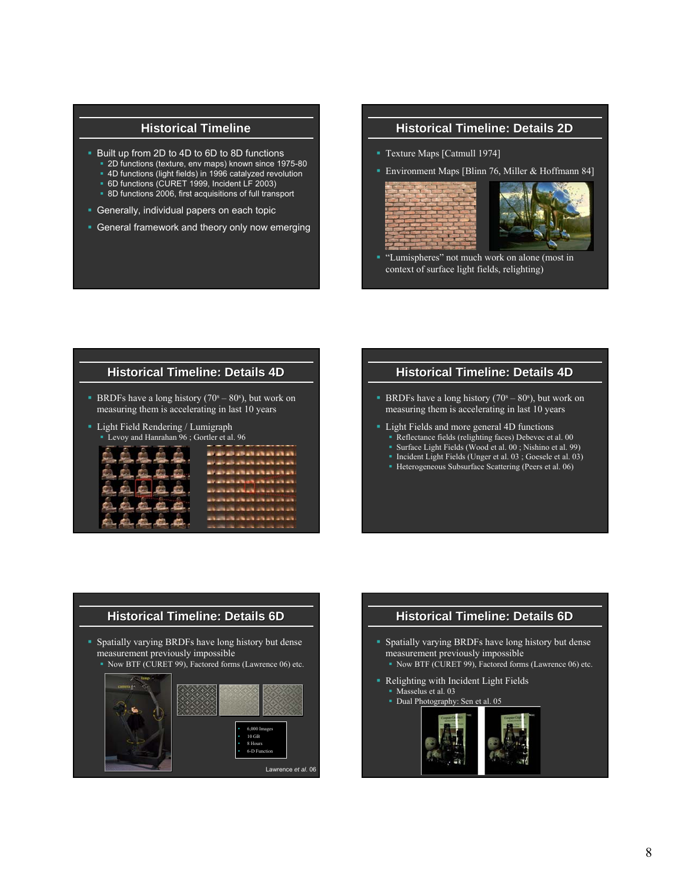## Historical Timeline

- Built up from 2D to 4D to 6D to 8D functions
  - 2D functions (texture, env maps) known since 1975-80
  - 4D functions (light fields) in 1996 catalyzed revolution
  - 6D functions (CURET 1999, Incident LF 2003)
  - 8D functions 2006, first acquisitions of full transport
- Generally, individual papers on each topic
- General framework and theory only now emerging

## Historical Timeline: Details 2D

- Texture Maps [Catmull 1974]
- Environment Maps [Blinn 76, Miller & Hoffmann 84]
- "Lumispheres" not much work on alone (most in context of surface light fields, relighting)

## Historical Timeline: Details 4D

- BRDFs have a long history (70s – 80s), but work on measuring them is accelerating in last 10 years
- Light Field Rendering / Lumigraph
  - Levoy and Hanrahan 96 ; Gortler et al. 96

## Historical Timeline: Details 4D

- BRDFs have a long history (70s – 80s), but work on measuring them is accelerating in last 10 years
- Light Fields and more general 4D functions
  - Reflectance fields (relighting faces) Debevec et al. 00
  - Surface Light Fields (Wood et al. 00 ; Nishino et al. 99)
  - Incident Light Fields (Unger et al. 03 ; Goesele et al. 03)
  - Heterogeneous Subsurface Scattering (Peers et al. 06)

## Historical Timeline: Details 6D

- Spatially varying BRDFs have long history but dense measurement previously impossible
  - Now BTF (CURET 99), Factored forms (Lawrence 06) etc.

- 6,000 Images
- 10 GB
- 8 Hours
- 6-D Function

Lawrence *et al.* 06

## Historical Timeline: Details 6D

- Spatially varying BRDFs have long history but dense measurement previously impossible
  - Now BTF (CURET 99), Factored forms (Lawrence 06) etc.
- Relighting with Incident Light Fields
  - Masselus et al. 03
  - Dual Photography: Sen et al. 05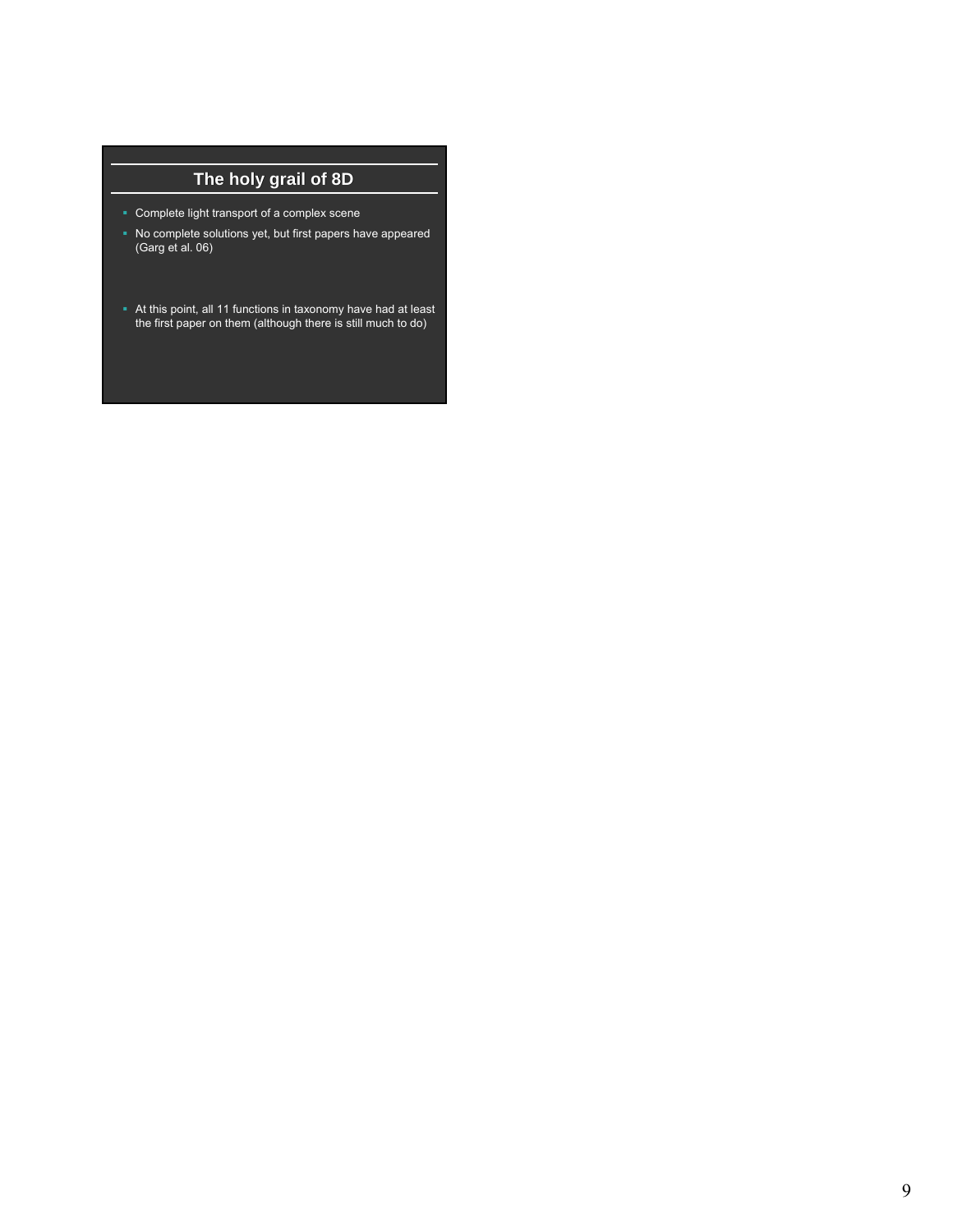## The holy grail of 8D

- Complete light transport of a complex scene
- No complete solutions yet, but first papers have appeared (Garg et al. 06)

- At this point, all 11 functions in taxonomy have had at least the first paper on them (although there is still much to do)